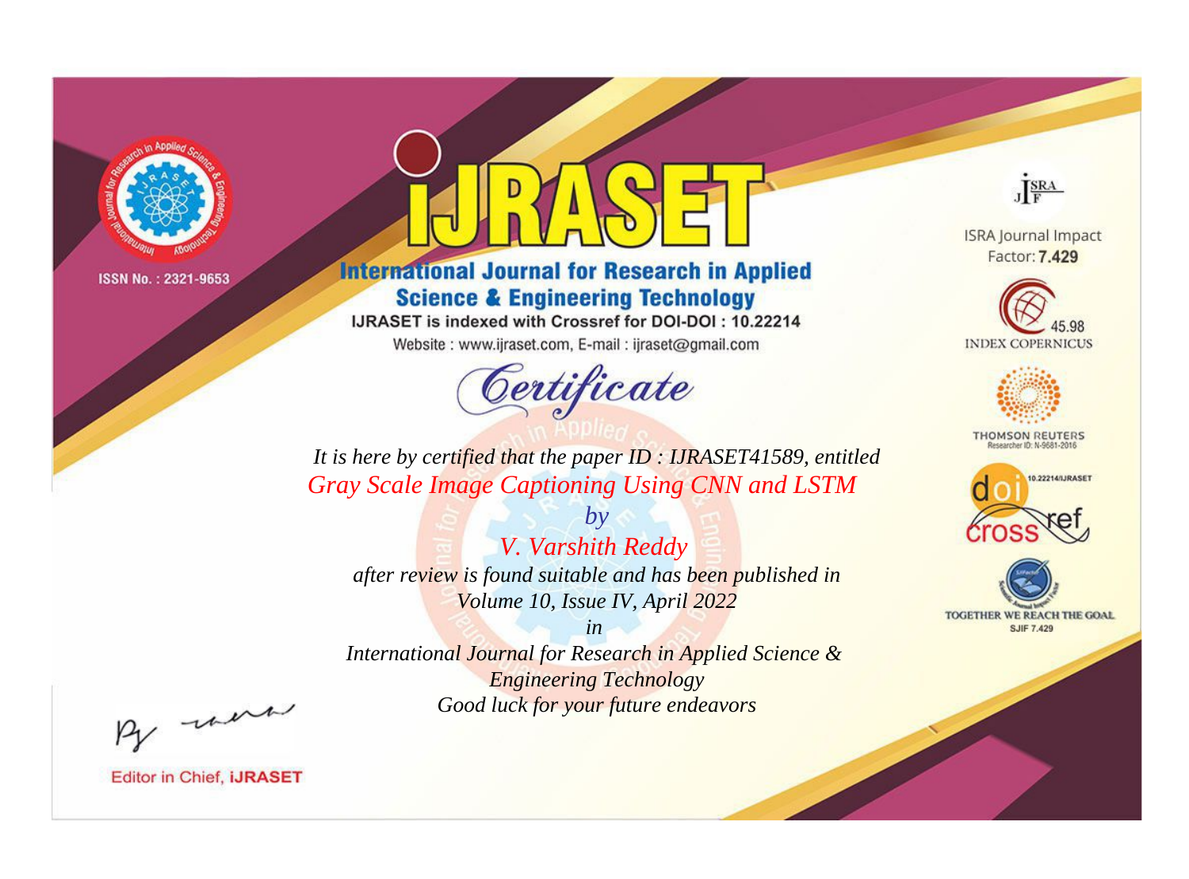ISSN No. : 2321-9653

# iJRASET

## International Journal for Research in Applied Science & Engineering Technology

IJRASET is indexed with Crossref for DOI-DOI : 10.22214

Website : www.ijraset.com, E-mail : ijraset@gmail.com

## Certificate

*It is here by certified that the paper ID : IJRASET41589, entitled*

*Gray Scale Image Captioning Using CNN and LSTM*

*by*

*V. Varshith Reddy*

*after review is found suitable and has been published in*

*Volume 10, Issue IV, April 2022*

*in*

*International Journal for Research in Applied Science & Engineering Technology*

*Good luck for your future endeavors*

ISRA Journal Impact Factor: **7.429**

45.98 INDEX COPERNICUS

THOMSON REUTERS Researcher ID: N-9681-2016

10.22214/IJRASET

TOGETHER WE REACH THE GOAL SJIF 7.429

Editor in Chief, **iJRASET**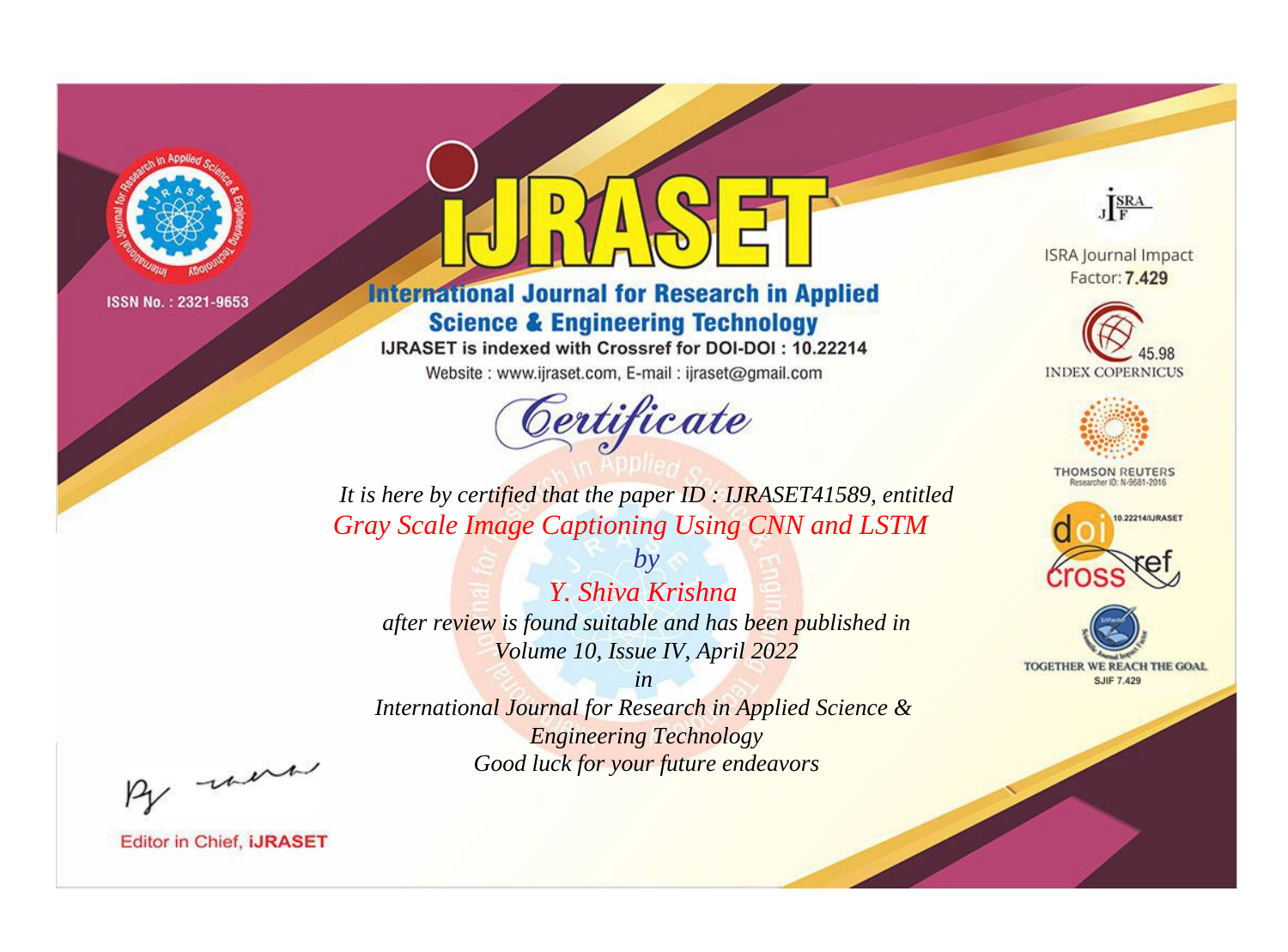ISSN No. : 2321-9653

# iJRASET

## International Journal for Research in Applied Science & Engineering Technology

IJRASET is indexed with Crossref for DOI-DOI : 10.22214

Website : www.ijraset.com, E-mail : ijraset@gmail.com

# Certificate

*It is here by certified that the paper ID : IJRASET41589, entitled*

*Gray Scale Image Captioning Using CNN and LSTM*

*by*

*Y. Shiva Krishna*

*after review is found suitable and has been published in*

*Volume 10, Issue IV, April 2022*

*in*

*International Journal for Research in Applied Science & Engineering Technology*

*Good luck for your future endeavors*

ISRA Journal Impact Factor: **7.429**

45.98 INDEX COPERNICUS

THOMSON REUTERS Researcher ID: N-9681-2016

10.22214/IJRASET

TOGETHER WE REACH THE GOAL SJIF 7.429

Editor in Chief, **iJRASET**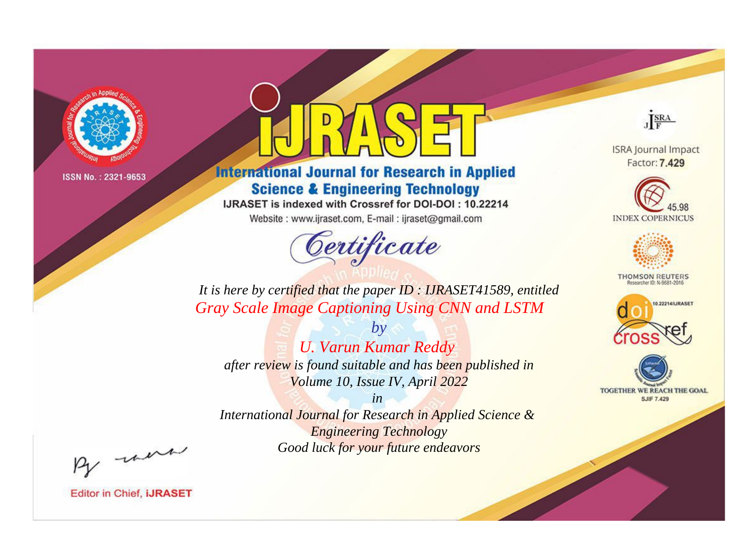ISSN No. : 2321-9653

# IJRASET

## International Journal for Research in Applied Science & Engineering Technology

IJRASET is indexed with Crossref for DOI-DOI : 10.22214

Website : www.ijraset.com, E-mail : ijraset@gmail.com

ISRA Journal Impact Factor: **7.429**

45.98 INDEX COPERNICUS

THOMSON REUTERS Researcher ID: N-9681-2016

10.22214/IJRASET

TOGETHER WE REACH THE GOAL SJIF 7.429

*Certificate*

*It is here by certified that the paper ID : IJRASET41589, entitled*

*Gray Scale Image Captioning Using CNN and LSTM*

*by*

*U. Varun Kumar Reddy*

*after review is found suitable and has been published in*

*Volume 10, Issue IV, April 2022*

*in*

*International Journal for Research in Applied Science & Engineering Technology*

*Good luck for your future endeavors*

Editor in Chief, **iJRASET**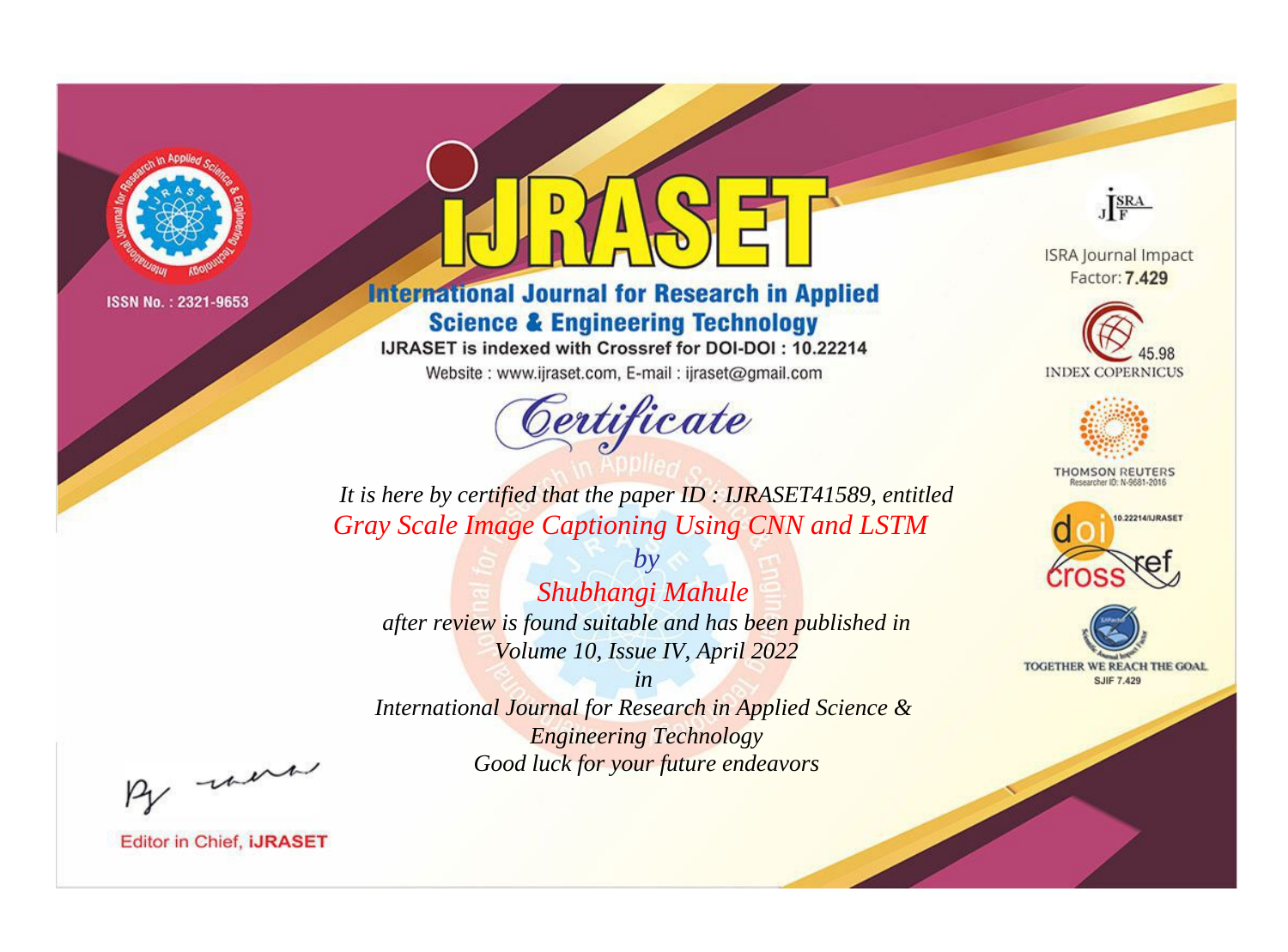ISSN No. : 2321-9653

# IJRASET

**International Journal for Research in Applied Science & Engineering Technology**

IJRASET is indexed with Crossref for DOI-DOI : 10.22214

Website : www.ijraset.com, E-mail : ijraset@gmail.com

## Certificate

*It is here by certified that the paper ID : IJRASET41589, entitled*

*Gray Scale Image Captioning Using CNN and LSTM*

*by*

*Shubhangi Mahule*

*after review is found suitable and has been published in*

*Volume 10, Issue IV, April 2022*

*in*

*International Journal for Research in Applied Science & Engineering Technology*

*Good luck for your future endeavors*

ISRA Journal Impact Factor: **7.429**

45.98 INDEX COPERNICUS

THOMSON REUTERS Researcher ID: N-9681-2016

10.22214/IJRASET

TOGETHER WE REACH THE GOAL SJIF 7.429

Editor in Chief, **IJRASET**